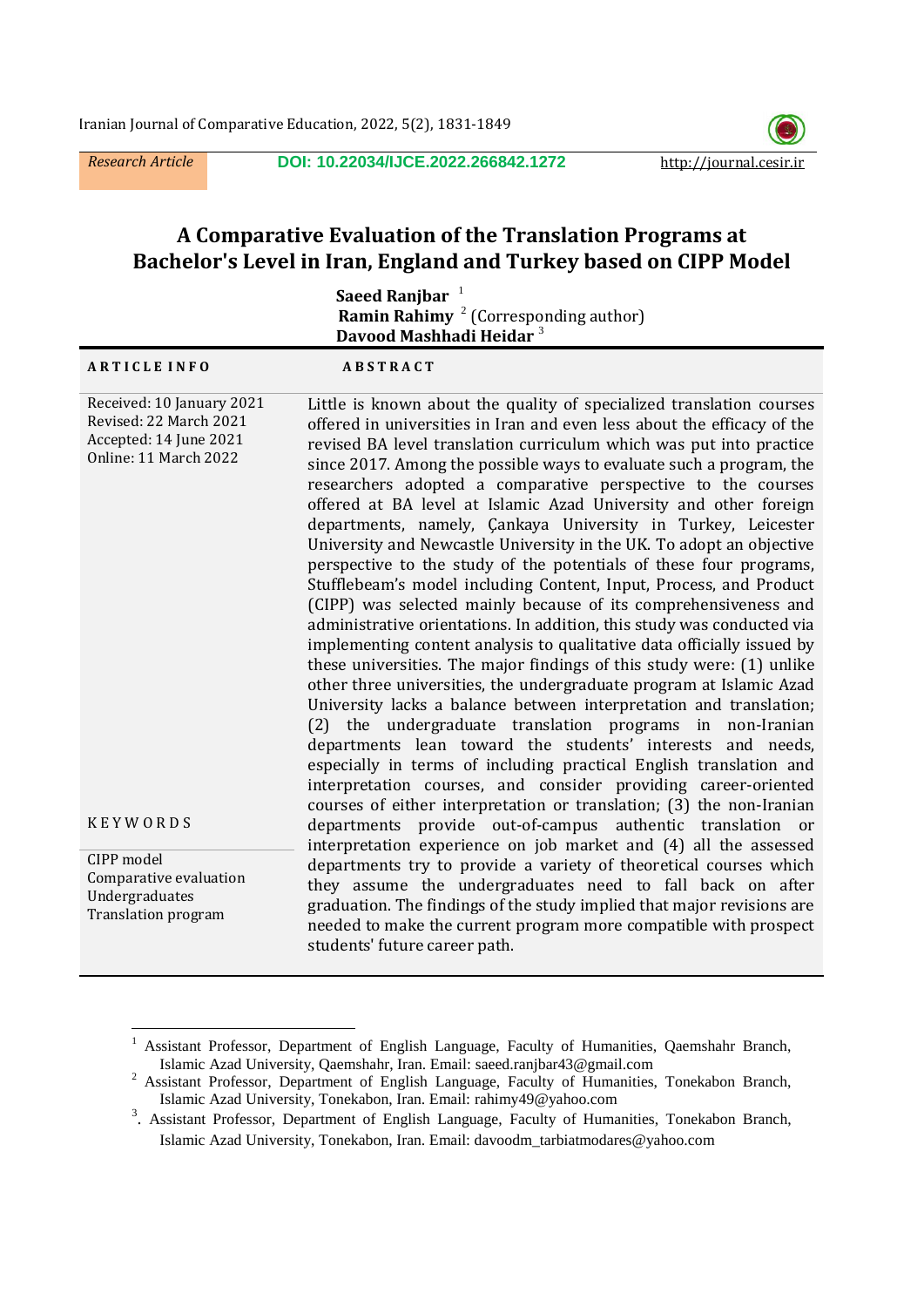*Research Article*

**DOI: 10.22034/IJCE.2022.266842.1272**

http://journal.cesir.ir

# A Comparative Evaluation of the Translation Programs at Bachelor's Level in Iran, England and Turkey based on CIPP Model

**Saeed Ranjbar** [1]
**Ramin Rahimy** [2] (Corresponding author)
**Davood Mashhadi Heidar** [3]

**ARTICLE INFO**

Received: 10 January 2021
Revised: 22 March 2021
Accepted: 14 June 2021
Online: 11 March 2022

**KEYWORDS**

CIPP model
Comparative evaluation
Undergraduates
Translation program

**ABSTRACT**

Little is known about the quality of specialized translation courses offered in universities in Iran and even less about the efficacy of the revised BA level translation curriculum which was put into practice since 2017. Among the possible ways to evaluate such a program, the researchers adopted a comparative perspective to the courses offered at BA level at Islamic Azad University and other foreign departments, namely, Çankaya University in Turkey, Leicester University and Newcastle University in the UK. To adopt an objective perspective to the study of the potentials of these four programs, Stufflebeam's model including Content, Input, Process, and Product (CIPP) was selected mainly because of its comprehensiveness and administrative orientations. In addition, this study was conducted via implementing content analysis to qualitative data officially issued by these universities. The major findings of this study were: (1) unlike other three universities, the undergraduate program at Islamic Azad University lacks a balance between interpretation and translation; (2) the undergraduate translation programs in non-Iranian departments lean toward the students' interests and needs, especially in terms of including practical English translation and interpretation courses, and consider providing career-oriented courses of either interpretation or translation; (3) the non-Iranian departments provide out-of-campus authentic translation or interpretation experience on job market and (4) all the assessed departments try to provide a variety of theoretical courses which they assume the undergraduates need to fall back on after graduation. The findings of the study implied that major revisions are needed to make the current program more compatible with prospect students' future career path.

---

[1] Assistant Professor, Department of English Language, Faculty of Humanities, Qaemshahr Branch, Islamic Azad University, Qaemshahr, Iran. Email: saeed.ranjbar43@gmail.com

[2] Assistant Professor, Department of English Language, Faculty of Humanities, Tonekabon Branch, Islamic Azad University, Tonekabon, Iran. Email: rahimy49@yahoo.com

[3] Assistant Professor, Department of English Language, Faculty of Humanities, Tonekabon Branch, Islamic Azad University, Tonekabon, Iran. Email: davoodm_tarbiatmodares@yahoo.com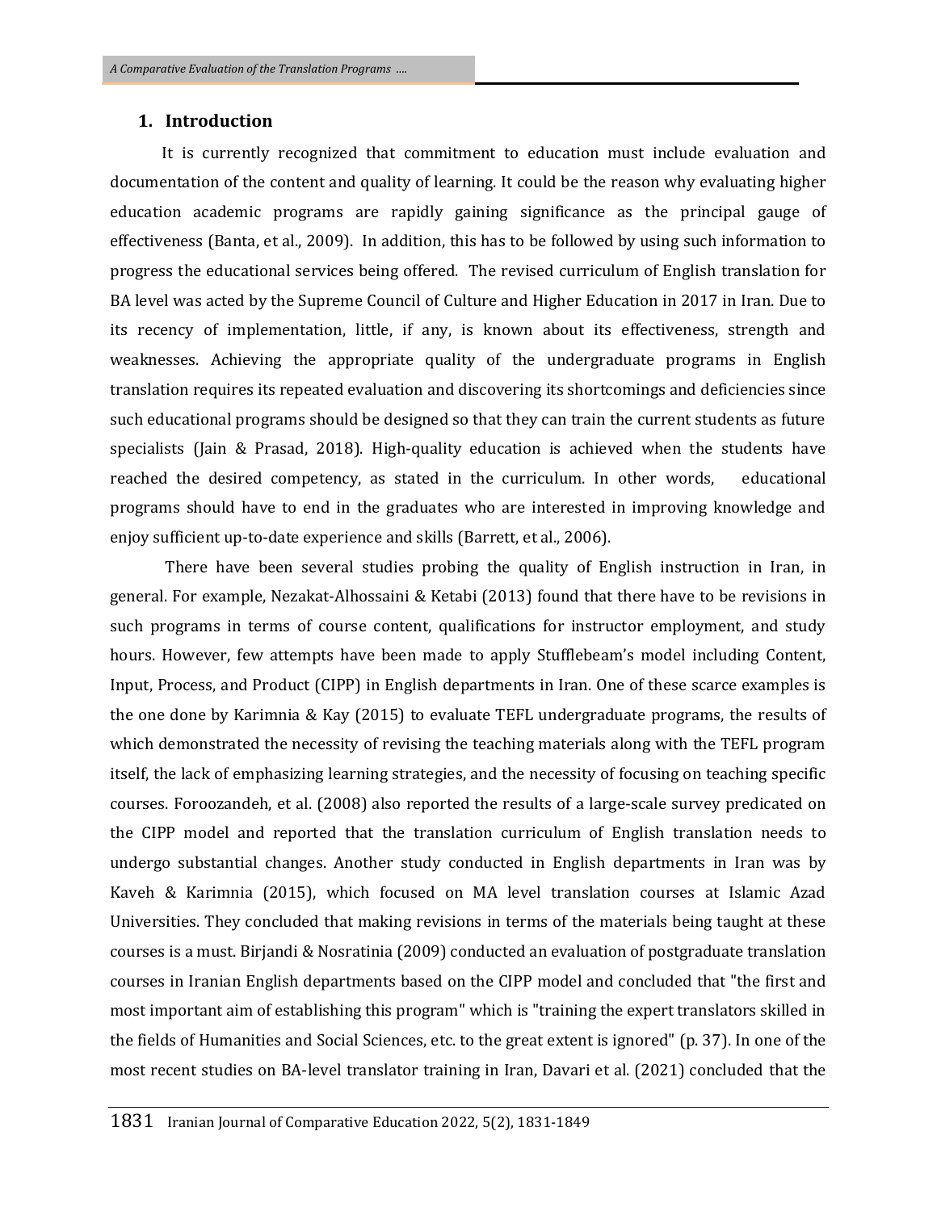## 1. Introduction

It is currently recognized that commitment to education must include evaluation and documentation of the content and quality of learning. It could be the reason why evaluating higher education academic programs are rapidly gaining significance as the principal gauge of effectiveness (Banta, et al., 2009). In addition, this has to be followed by using such information to progress the educational services being offered. The revised curriculum of English translation for BA level was acted by the Supreme Council of Culture and Higher Education in 2017 in Iran. Due to its recency of implementation, little, if any, is known about its effectiveness, strength and weaknesses. Achieving the appropriate quality of the undergraduate programs in English translation requires its repeated evaluation and discovering its shortcomings and deficiencies since such educational programs should be designed so that they can train the current students as future specialists (Jain & Prasad, 2018). High-quality education is achieved when the students have reached the desired competency, as stated in the curriculum. In other words, educational programs should have to end in the graduates who are interested in improving knowledge and enjoy sufficient up-to-date experience and skills (Barrett, et al., 2006).

There have been several studies probing the quality of English instruction in Iran, in general. For example, Nezakat-Alhossaini & Ketabi (2013) found that there have to be revisions in such programs in terms of course content, qualifications for instructor employment, and study hours. However, few attempts have been made to apply Stufflebeam's model including Content, Input, Process, and Product (CIPP) in English departments in Iran. One of these scarce examples is the one done by Karimnia & Kay (2015) to evaluate TEFL undergraduate programs, the results of which demonstrated the necessity of revising the teaching materials along with the TEFL program itself, the lack of emphasizing learning strategies, and the necessity of focusing on teaching specific courses. Foroozandeh, et al. (2008) also reported the results of a large-scale survey predicated on the CIPP model and reported that the translation curriculum of English translation needs to undergo substantial changes. Another study conducted in English departments in Iran was by Kaveh & Karimnia (2015), which focused on MA level translation courses at Islamic Azad Universities. They concluded that making revisions in terms of the materials being taught at these courses is a must. Birjandi & Nosratinia (2009) conducted an evaluation of postgraduate translation courses in Iranian English departments based on the CIPP model and concluded that "the first and most important aim of establishing this program" which is "training the expert translators skilled in the fields of Humanities and Social Sciences, etc. to the great extent is ignored" (p. 37). In one of the most recent studies on BA-level translator training in Iran, Davari et al. (2021) concluded that the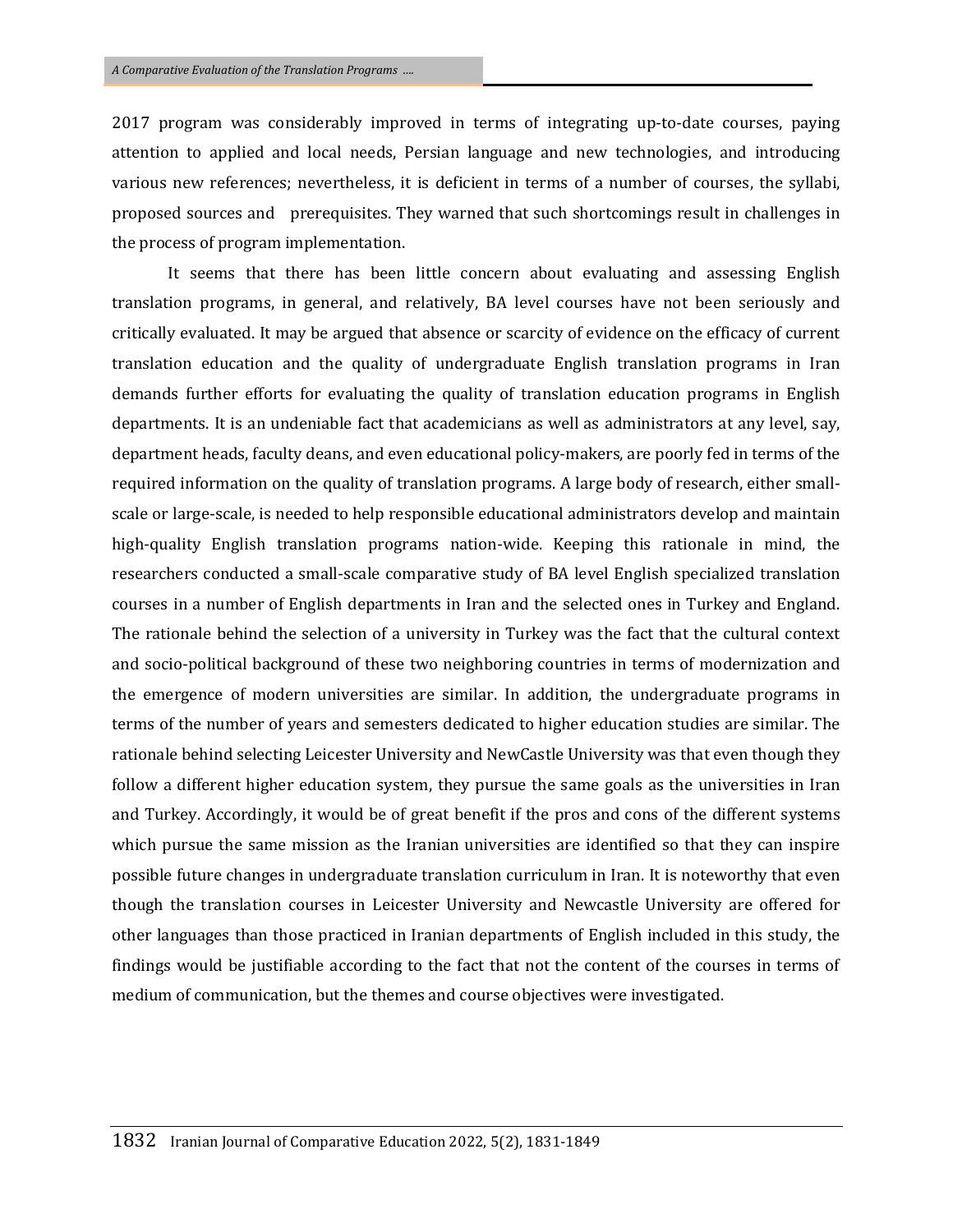2017 program was considerably improved in terms of integrating up-to-date courses, paying attention to applied and local needs, Persian language and new technologies, and introducing various new references; nevertheless, it is deficient in terms of a number of courses, the syllabi, proposed sources and prerequisites. They warned that such shortcomings result in challenges in the process of program implementation.

It seems that there has been little concern about evaluating and assessing English translation programs, in general, and relatively, BA level courses have not been seriously and critically evaluated. It may be argued that absence or scarcity of evidence on the efficacy of current translation education and the quality of undergraduate English translation programs in Iran demands further efforts for evaluating the quality of translation education programs in English departments. It is an undeniable fact that academicians as well as administrators at any level, say, department heads, faculty deans, and even educational policy-makers, are poorly fed in terms of the required information on the quality of translation programs. A large body of research, either small-scale or large-scale, is needed to help responsible educational administrators develop and maintain high-quality English translation programs nation-wide. Keeping this rationale in mind, the researchers conducted a small-scale comparative study of BA level English specialized translation courses in a number of English departments in Iran and the selected ones in Turkey and England. The rationale behind the selection of a university in Turkey was the fact that the cultural context and socio-political background of these two neighboring countries in terms of modernization and the emergence of modern universities are similar. In addition, the undergraduate programs in terms of the number of years and semesters dedicated to higher education studies are similar. The rationale behind selecting Leicester University and NewCastle University was that even though they follow a different higher education system, they pursue the same goals as the universities in Iran and Turkey. Accordingly, it would be of great benefit if the pros and cons of the different systems which pursue the same mission as the Iranian universities are identified so that they can inspire possible future changes in undergraduate translation curriculum in Iran. It is noteworthy that even though the translation courses in Leicester University and Newcastle University are offered for other languages than those practiced in Iranian departments of English included in this study, the findings would be justifiable according to the fact that not the content of the courses in terms of medium of communication, but the themes and course objectives were investigated.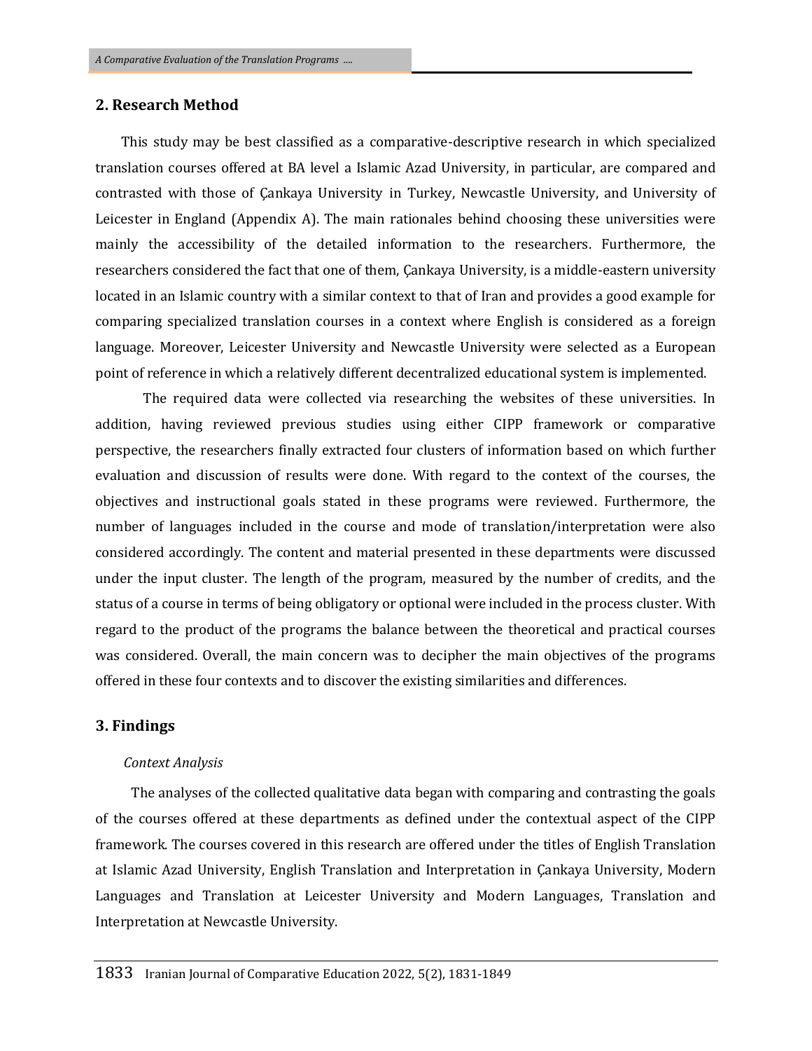## 2. Research Method

This study may be best classified as a comparative-descriptive research in which specialized translation courses offered at BA level a Islamic Azad University, in particular, are compared and contrasted with those of Çankaya University in Turkey, Newcastle University, and University of Leicester in England (Appendix A). The main rationales behind choosing these universities were mainly the accessibility of the detailed information to the researchers. Furthermore, the researchers considered the fact that one of them, Çankaya University, is a middle-eastern university located in an Islamic country with a similar context to that of Iran and provides a good example for comparing specialized translation courses in a context where English is considered as a foreign language. Moreover, Leicester University and Newcastle University were selected as a European point of reference in which a relatively different decentralized educational system is implemented.

The required data were collected via researching the websites of these universities. In addition, having reviewed previous studies using either CIPP framework or comparative perspective, the researchers finally extracted four clusters of information based on which further evaluation and discussion of results were done. With regard to the context of the courses, the objectives and instructional goals stated in these programs were reviewed. Furthermore, the number of languages included in the course and mode of translation/interpretation were also considered accordingly. The content and material presented in these departments were discussed under the input cluster. The length of the program, measured by the number of credits, and the status of a course in terms of being obligatory or optional were included in the process cluster. With regard to the product of the programs the balance between the theoretical and practical courses was considered. Overall, the main concern was to decipher the main objectives of the programs offered in these four contexts and to discover the existing similarities and differences.

## 3. Findings

*Context Analysis*

The analyses of the collected qualitative data began with comparing and contrasting the goals of the courses offered at these departments as defined under the contextual aspect of the CIPP framework. The courses covered in this research are offered under the titles of English Translation at Islamic Azad University, English Translation and Interpretation in Çankaya University, Modern Languages and Translation at Leicester University and Modern Languages, Translation and Interpretation at Newcastle University.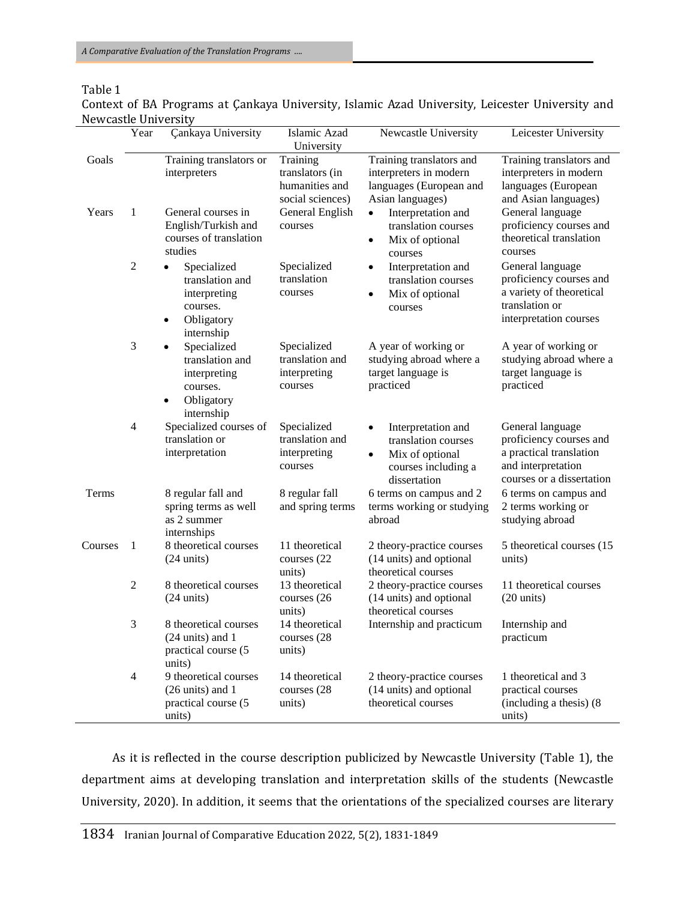Table 1
Context of BA Programs at Çankaya University, Islamic Azad University, Leicester University and Newcastle University

| | Year | Çankaya University | Islamic Azad University | Newcastle University | Leicester University |
|---|---|---|---|---|---|
| Goals | | Training translators or interpreters | Training translators (in humanities and social sciences) | Training translators and interpreters in modern languages (European and Asian languages) | Training translators and interpreters in modern languages (European and Asian languages) |
| Years | 1 | General courses in English/Turkish and courses of translation studies | General English courses | • Interpretation and translation courses<br>• Mix of optional courses | General language proficiency courses and theoretical translation courses |
| | 2 | • Specialized translation and interpreting courses.<br>• Obligatory internship | Specialized translation courses | • Interpretation and translation courses<br>• Mix of optional courses | General language proficiency courses and a variety of theoretical translation or interpretation courses |
| | 3 | • Specialized translation and interpreting courses.<br>• Obligatory internship | Specialized translation and interpreting courses | A year of working or studying abroad where a target language is practiced | A year of working or studying abroad where a target language is practiced |
| | 4 | Specialized courses of translation or interpretation | Specialized translation and interpreting courses | • Interpretation and translation courses<br>• Mix of optional courses including a dissertation | General language proficiency courses and a practical translation and interpretation courses or a dissertation |
| Terms | | 8 regular fall and spring terms as well as 2 summer internships | 8 regular fall and spring terms | 6 terms on campus and 2 terms working or studying abroad | 6 terms on campus and 2 terms working or studying abroad |
| Courses | 1 | 8 theoretical courses (24 units) | 11 theoretical courses (22 units) | 2 theory-practice courses (14 units) and optional theoretical courses | 5 theoretical courses (15 units) |
| | 2 | 8 theoretical courses (24 units) | 13 theoretical courses (26 units) | 2 theory-practice courses (14 units) and optional theoretical courses | 11 theoretical courses (20 units) |
| | 3 | 8 theoretical courses (24 units) and 1 practical course (5 units) | 14 theoretical courses (28 units) | Internship and practicum | Internship and practicum |
| | 4 | 9 theoretical courses (26 units) and 1 practical course (5 units) | 14 theoretical courses (28 units) | 2 theory-practice courses (14 units) and optional theoretical courses | 1 theoretical and 3 practical courses (including a thesis) (8 units) |

As it is reflected in the course description publicized by Newcastle University (Table 1), the department aims at developing translation and interpretation skills of the students (Newcastle University, 2020). In addition, it seems that the orientations of the specialized courses are literary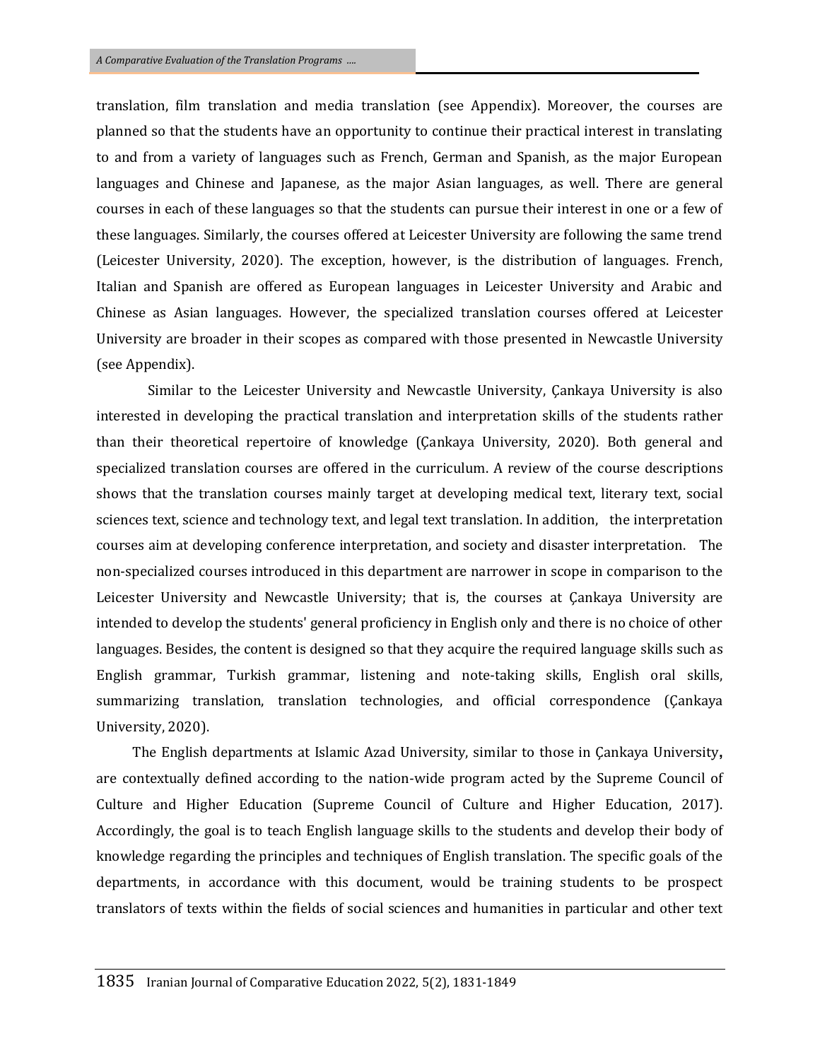translation, film translation and media translation (see Appendix). Moreover, the courses are planned so that the students have an opportunity to continue their practical interest in translating to and from a variety of languages such as French, German and Spanish, as the major European languages and Chinese and Japanese, as the major Asian languages, as well. There are general courses in each of these languages so that the students can pursue their interest in one or a few of these languages. Similarly, the courses offered at Leicester University are following the same trend (Leicester University, 2020). The exception, however, is the distribution of languages. French, Italian and Spanish are offered as European languages in Leicester University and Arabic and Chinese as Asian languages. However, the specialized translation courses offered at Leicester University are broader in their scopes as compared with those presented in Newcastle University (see Appendix).

Similar to the Leicester University and Newcastle University, Çankaya University is also interested in developing the practical translation and interpretation skills of the students rather than their theoretical repertoire of knowledge (Çankaya University, 2020). Both general and specialized translation courses are offered in the curriculum. A review of the course descriptions shows that the translation courses mainly target at developing medical text, literary text, social sciences text, science and technology text, and legal text translation. In addition, the interpretation courses aim at developing conference interpretation, and society and disaster interpretation. The non-specialized courses introduced in this department are narrower in scope in comparison to the Leicester University and Newcastle University; that is, the courses at Çankaya University are intended to develop the students' general proficiency in English only and there is no choice of other languages. Besides, the content is designed so that they acquire the required language skills such as English grammar, Turkish grammar, listening and note-taking skills, English oral skills, summarizing translation, translation technologies, and official correspondence (Çankaya University, 2020).

The English departments at Islamic Azad University, similar to those in Çankaya University**,** are contextually defined according to the nation-wide program acted by the Supreme Council of Culture and Higher Education (Supreme Council of Culture and Higher Education, 2017). Accordingly, the goal is to teach English language skills to the students and develop their body of knowledge regarding the principles and techniques of English translation. The specific goals of the departments, in accordance with this document, would be training students to be prospect translators of texts within the fields of social sciences and humanities in particular and other text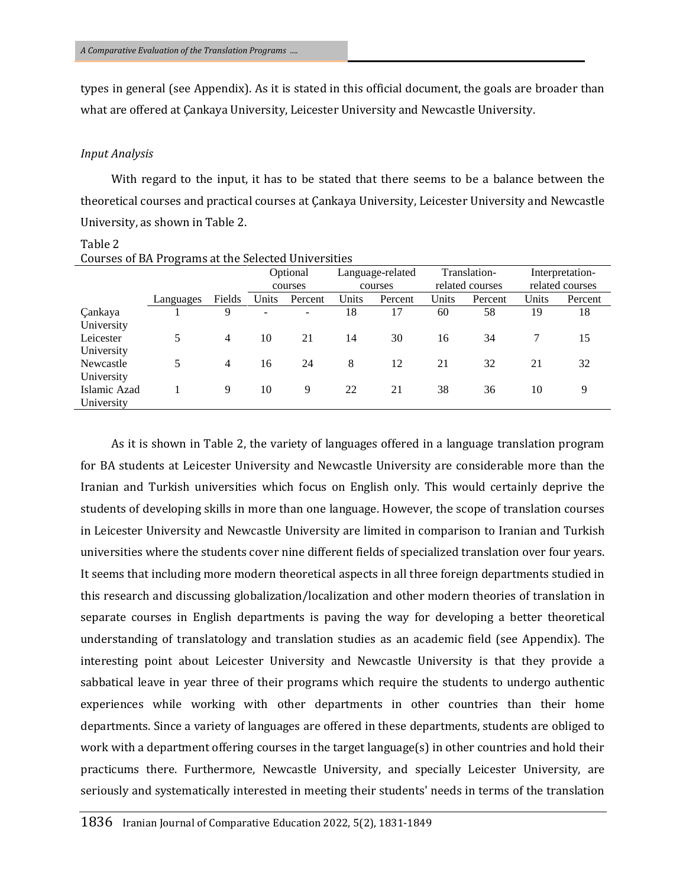types in general (see Appendix). As it is stated in this official document, the goals are broader than what are offered at Çankaya University, Leicester University and Newcastle University.

*Input Analysis*

With regard to the input, it has to be stated that there seems to be a balance between the theoretical courses and practical courses at Çankaya University, Leicester University and Newcastle University, as shown in Table 2.

Table 2
Courses of BA Programs at the Selected Universities

| | | | Optional courses | | Language-related courses | | Translation-related courses | | Interpretation-related courses | |
|---|---|---|---|---|---|---|---|---|---|---|
| | Languages | Fields | Units | Percent | Units | Percent | Units | Percent | Units | Percent |
| Çankaya University | 1 | 9 | - | - | 18 | 17 | 60 | 58 | 19 | 18 |
| Leicester University | 5 | 4 | 10 | 21 | 14 | 30 | 16 | 34 | 7 | 15 |
| Newcastle University | 5 | 4 | 16 | 24 | 8 | 12 | 21 | 32 | 21 | 32 |
| Islamic Azad University | 1 | 9 | 10 | 9 | 22 | 21 | 38 | 36 | 10 | 9 |

As it is shown in Table 2, the variety of languages offered in a language translation program for BA students at Leicester University and Newcastle University are considerable more than the Iranian and Turkish universities which focus on English only. This would certainly deprive the students of developing skills in more than one language. However, the scope of translation courses in Leicester University and Newcastle University are limited in comparison to Iranian and Turkish universities where the students cover nine different fields of specialized translation over four years. It seems that including more modern theoretical aspects in all three foreign departments studied in this research and discussing globalization/localization and other modern theories of translation in separate courses in English departments is paving the way for developing a better theoretical understanding of translatology and translation studies as an academic field (see Appendix). The interesting point about Leicester University and Newcastle University is that they provide a sabbatical leave in year three of their programs which require the students to undergo authentic experiences while working with other departments in other countries than their home departments. Since a variety of languages are offered in these departments, students are obliged to work with a department offering courses in the target language(s) in other countries and hold their practicums there. Furthermore, Newcastle University, and specially Leicester University, are seriously and systematically interested in meeting their students' needs in terms of the translation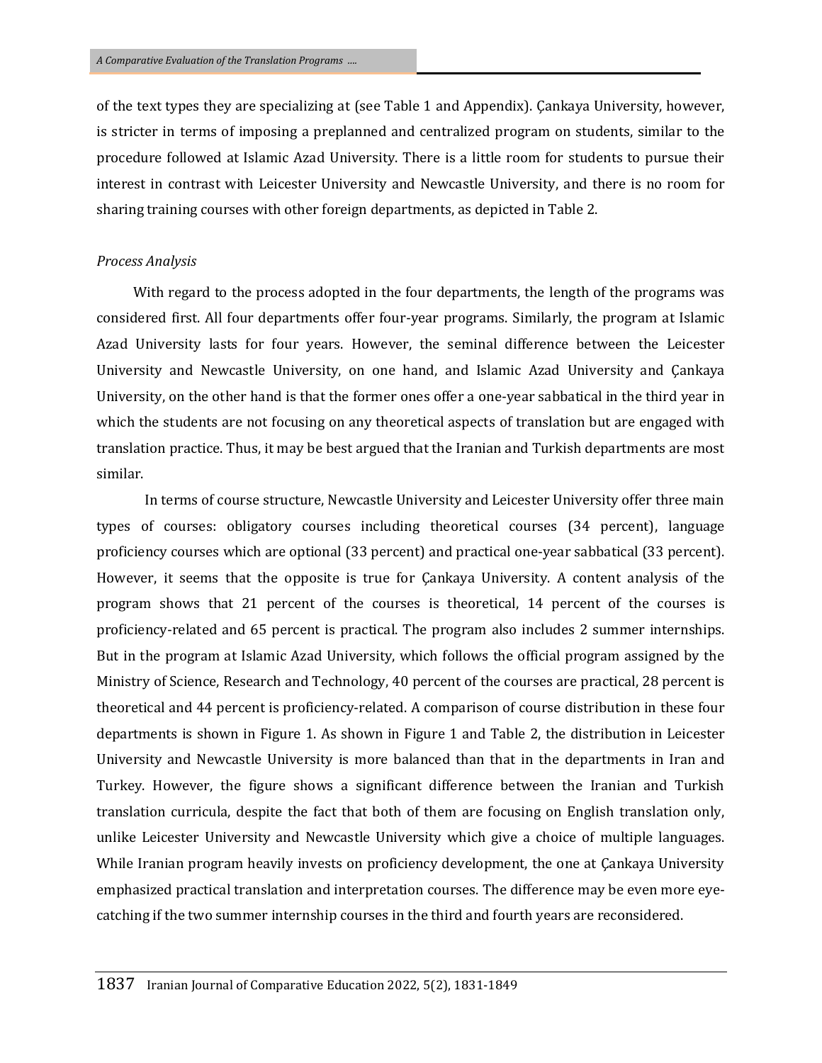of the text types they are specializing at (see Table 1 and Appendix). Çankaya University, however, is stricter in terms of imposing a preplanned and centralized program on students, similar to the procedure followed at Islamic Azad University. There is a little room for students to pursue their interest in contrast with Leicester University and Newcastle University, and there is no room for sharing training courses with other foreign departments, as depicted in Table 2.

*Process Analysis*

With regard to the process adopted in the four departments, the length of the programs was considered first. All four departments offer four-year programs. Similarly, the program at Islamic Azad University lasts for four years. However, the seminal difference between the Leicester University and Newcastle University, on one hand, and Islamic Azad University and Çankaya University, on the other hand is that the former ones offer a one-year sabbatical in the third year in which the students are not focusing on any theoretical aspects of translation but are engaged with translation practice. Thus, it may be best argued that the Iranian and Turkish departments are most similar.

In terms of course structure, Newcastle University and Leicester University offer three main types of courses: obligatory courses including theoretical courses (34 percent), language proficiency courses which are optional (33 percent) and practical one-year sabbatical (33 percent). However, it seems that the opposite is true for Çankaya University. A content analysis of the program shows that 21 percent of the courses is theoretical, 14 percent of the courses is proficiency-related and 65 percent is practical. The program also includes 2 summer internships. But in the program at Islamic Azad University, which follows the official program assigned by the Ministry of Science, Research and Technology, 40 percent of the courses are practical, 28 percent is theoretical and 44 percent is proficiency-related. A comparison of course distribution in these four departments is shown in Figure 1. As shown in Figure 1 and Table 2, the distribution in Leicester University and Newcastle University is more balanced than that in the departments in Iran and Turkey. However, the figure shows a significant difference between the Iranian and Turkish translation curricula, despite the fact that both of them are focusing on English translation only, unlike Leicester University and Newcastle University which give a choice of multiple languages. While Iranian program heavily invests on proficiency development, the one at Çankaya University emphasized practical translation and interpretation courses. The difference may be even more eye-catching if the two summer internship courses in the third and fourth years are reconsidered.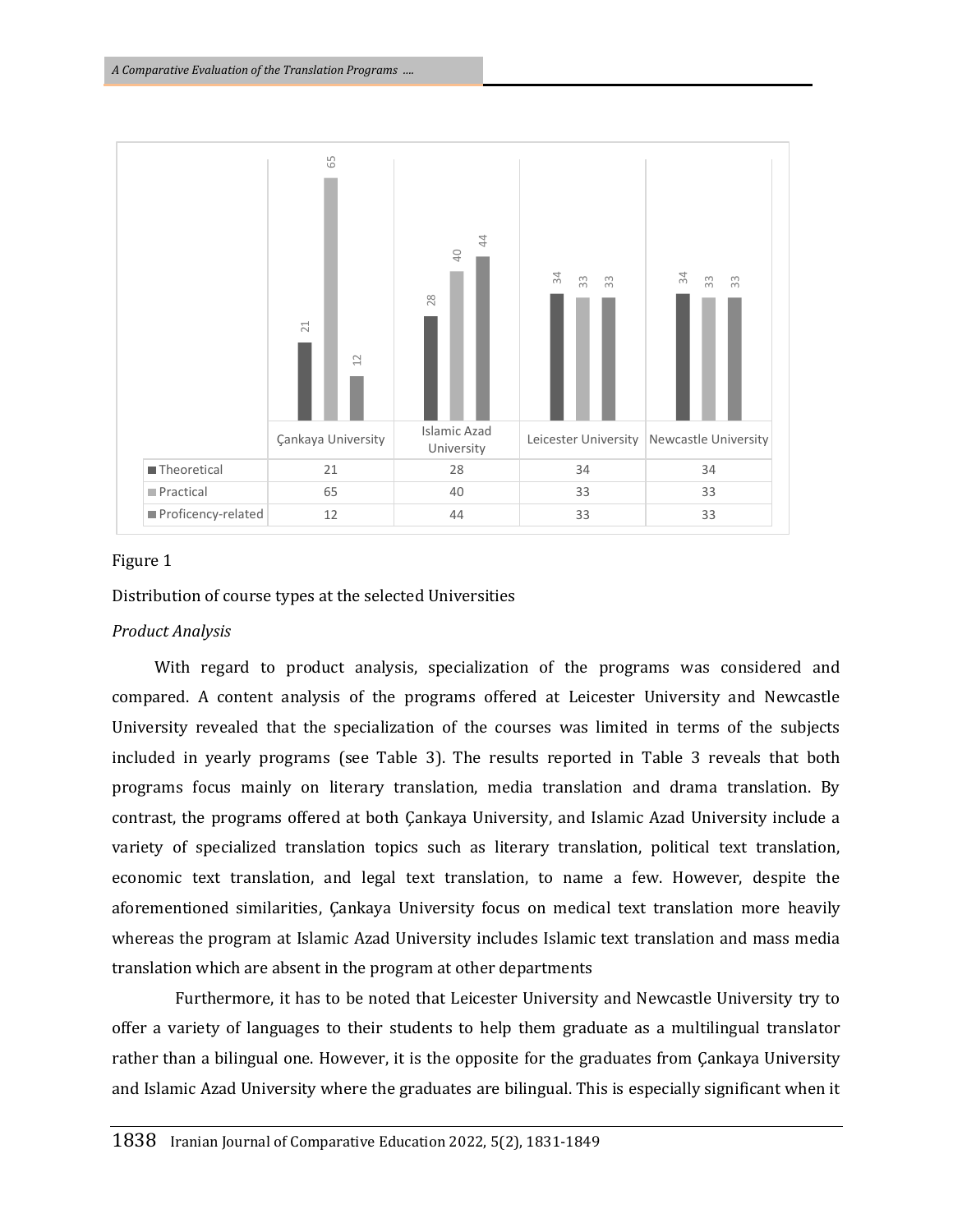| | Çankaya University | Islamic Azad University | Leicester University | Newcastle University |
|---|---|---|---|---|
| Theoretical | 21 | 28 | 34 | 34 |
| Practical | 65 | 40 | 33 | 33 |
| Proficency-related | 12 | 44 | 33 | 33 |

Figure 1

Distribution of course types at the selected Universities

*Product Analysis*

With regard to product analysis, specialization of the programs was considered and compared. A content analysis of the programs offered at Leicester University and Newcastle University revealed that the specialization of the courses was limited in terms of the subjects included in yearly programs (see Table 3). The results reported in Table 3 reveals that both programs focus mainly on literary translation, media translation and drama translation. By contrast, the programs offered at both Çankaya University, and Islamic Azad University include a variety of specialized translation topics such as literary translation, political text translation, economic text translation, and legal text translation, to name a few. However, despite the aforementioned similarities, Çankaya University focus on medical text translation more heavily whereas the program at Islamic Azad University includes Islamic text translation and mass media translation which are absent in the program at other departments

Furthermore, it has to be noted that Leicester University and Newcastle University try to offer a variety of languages to their students to help them graduate as a multilingual translator rather than a bilingual one. However, it is the opposite for the graduates from Çankaya University and Islamic Azad University where the graduates are bilingual. This is especially significant when it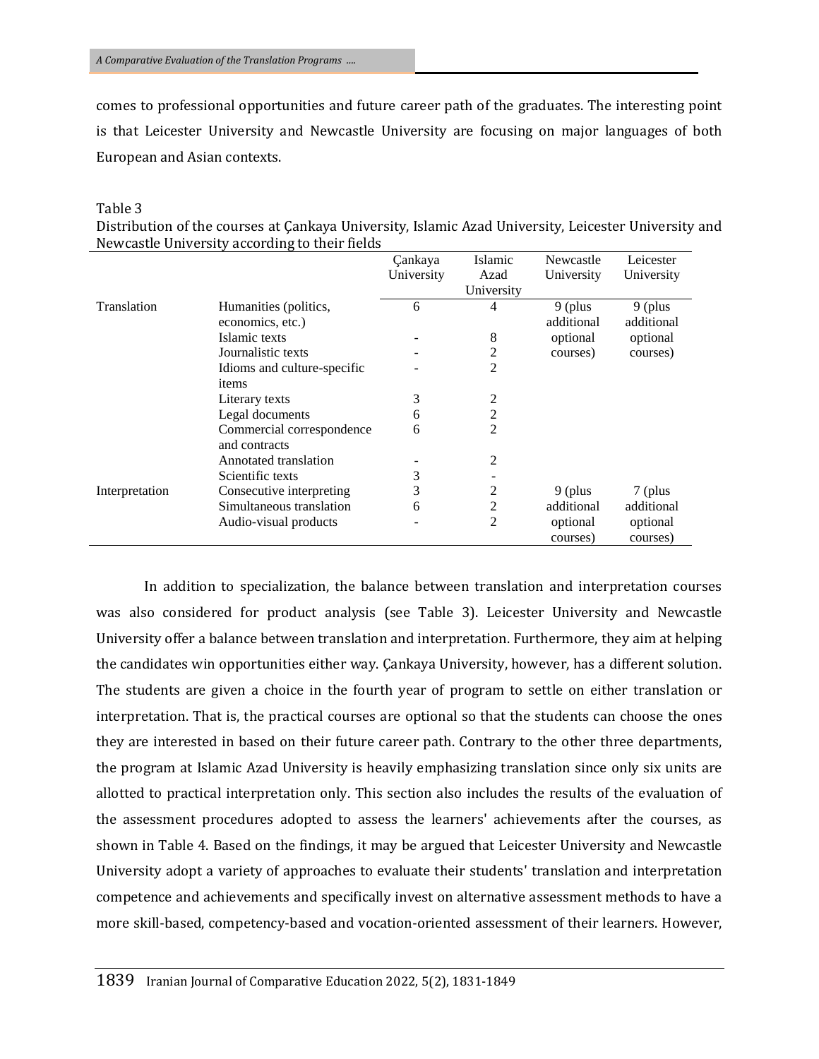comes to professional opportunities and future career path of the graduates. The interesting point is that Leicester University and Newcastle University are focusing on major languages of both European and Asian contexts.

Table 3
Distribution of the courses at Çankaya University, Islamic Azad University, Leicester University and Newcastle University according to their fields

| | | Çankaya University | Islamic Azad University | Newcastle University | Leicester University |
|---|---|---|---|---|---|
| Translation | Humanities (politics, economics, etc.) | 6 | 4 | 9 (plus additional optional courses) | 9 (plus additional optional courses) |
| | Islamic texts | - | 8 | | |
| | Journalistic texts | - | 2 | | |
| | Idioms and culture-specific items | - | 2 | | |
| | Literary texts | 3 | 2 | | |
| | Legal documents | 6 | 2 | | |
| | Commercial correspondence and contracts | 6 | 2 | | |
| | Annotated translation | - | 2 | | |
| | Scientific texts | 3 | - | | |
| Interpretation | Consecutive interpreting | 3 | 2 | 9 (plus additional optional courses) | 7 (plus additional optional courses) |
| | Simultaneous translation | 6 | 2 | | |
| | Audio-visual products | - | 2 | | |

In addition to specialization, the balance between translation and interpretation courses was also considered for product analysis (see Table 3). Leicester University and Newcastle University offer a balance between translation and interpretation. Furthermore, they aim at helping the candidates win opportunities either way. Çankaya University, however, has a different solution. The students are given a choice in the fourth year of program to settle on either translation or interpretation. That is, the practical courses are optional so that the students can choose the ones they are interested in based on their future career path. Contrary to the other three departments, the program at Islamic Azad University is heavily emphasizing translation since only six units are allotted to practical interpretation only. This section also includes the results of the evaluation of the assessment procedures adopted to assess the learners' achievements after the courses, as shown in Table 4. Based on the findings, it may be argued that Leicester University and Newcastle University adopt a variety of approaches to evaluate their students' translation and interpretation competence and achievements and specifically invest on alternative assessment methods to have a more skill-based, competency-based and vocation-oriented assessment of their learners. However,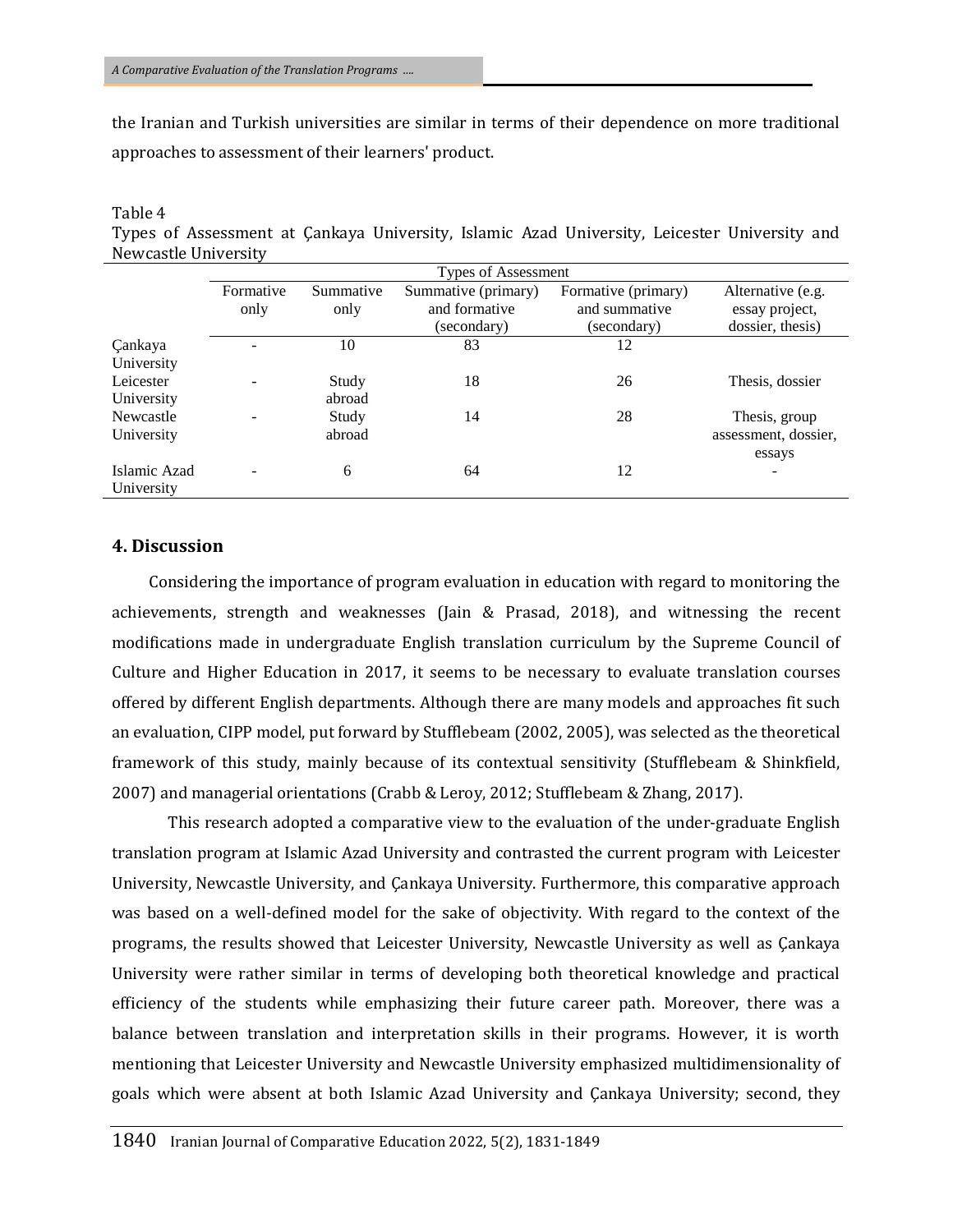the Iranian and Turkish universities are similar in terms of their dependence on more traditional approaches to assessment of their learners' product.

Table 4
Types of Assessment at Çankaya University, Islamic Azad University, Leicester University and Newcastle University

| | Types of Assessment | | | | |
|---|---|---|---|---|---|
| | Formative only | Summative only | Summative (primary) and formative (secondary) | Formative (primary) and summative (secondary) | Alternative (e.g. essay project, dossier, thesis) |
| Çankaya University | - | 10 | 83 | 12 | |
| Leicester University | - | Study abroad | 18 | 26 | Thesis, dossier |
| Newcastle University | - | Study abroad | 14 | 28 | Thesis, group assessment, dossier, essays |
| Islamic Azad University | - | 6 | 64 | 12 | - |

## 4. Discussion

Considering the importance of program evaluation in education with regard to monitoring the achievements, strength and weaknesses (Jain & Prasad, 2018), and witnessing the recent modifications made in undergraduate English translation curriculum by the Supreme Council of Culture and Higher Education in 2017, it seems to be necessary to evaluate translation courses offered by different English departments. Although there are many models and approaches fit such an evaluation, CIPP model, put forward by Stufflebeam (2002, 2005), was selected as the theoretical framework of this study, mainly because of its contextual sensitivity (Stufflebeam & Shinkfield, 2007) and managerial orientations (Crabb & Leroy, 2012; Stufflebeam & Zhang, 2017).

This research adopted a comparative view to the evaluation of the under-graduate English translation program at Islamic Azad University and contrasted the current program with Leicester University, Newcastle University, and Çankaya University. Furthermore, this comparative approach was based on a well-defined model for the sake of objectivity. With regard to the context of the programs, the results showed that Leicester University, Newcastle University as well as Çankaya University were rather similar in terms of developing both theoretical knowledge and practical efficiency of the students while emphasizing their future career path. Moreover, there was a balance between translation and interpretation skills in their programs. However, it is worth mentioning that Leicester University and Newcastle University emphasized multidimensionality of goals which were absent at both Islamic Azad University and Çankaya University; second, they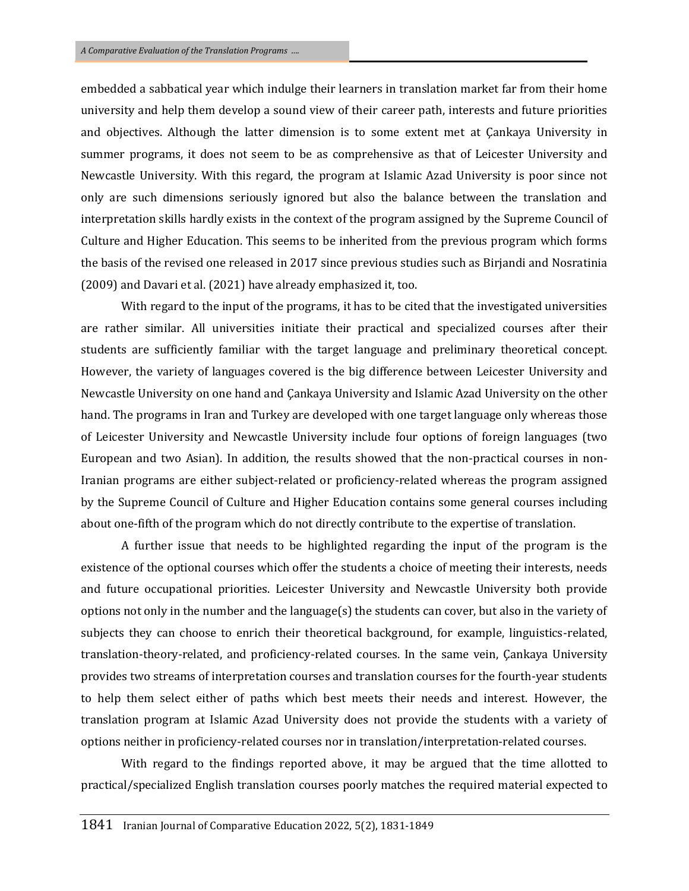embedded a sabbatical year which indulge their learners in translation market far from their home university and help them develop a sound view of their career path, interests and future priorities and objectives. Although the latter dimension is to some extent met at Çankaya University in summer programs, it does not seem to be as comprehensive as that of Leicester University and Newcastle University. With this regard, the program at Islamic Azad University is poor since not only are such dimensions seriously ignored but also the balance between the translation and interpretation skills hardly exists in the context of the program assigned by the Supreme Council of Culture and Higher Education. This seems to be inherited from the previous program which forms the basis of the revised one released in 2017 since previous studies such as Birjandi and Nosratinia (2009) and Davari et al. (2021) have already emphasized it, too.

With regard to the input of the programs, it has to be cited that the investigated universities are rather similar. All universities initiate their practical and specialized courses after their students are sufficiently familiar with the target language and preliminary theoretical concept. However, the variety of languages covered is the big difference between Leicester University and Newcastle University on one hand and Çankaya University and Islamic Azad University on the other hand. The programs in Iran and Turkey are developed with one target language only whereas those of Leicester University and Newcastle University include four options of foreign languages (two European and two Asian). In addition, the results showed that the non-practical courses in non-Iranian programs are either subject-related or proficiency-related whereas the program assigned by the Supreme Council of Culture and Higher Education contains some general courses including about one-fifth of the program which do not directly contribute to the expertise of translation.

A further issue that needs to be highlighted regarding the input of the program is the existence of the optional courses which offer the students a choice of meeting their interests, needs and future occupational priorities. Leicester University and Newcastle University both provide options not only in the number and the language(s) the students can cover, but also in the variety of subjects they can choose to enrich their theoretical background, for example, linguistics-related, translation-theory-related, and proficiency-related courses. In the same vein, Çankaya University provides two streams of interpretation courses and translation courses for the fourth-year students to help them select either of paths which best meets their needs and interest. However, the translation program at Islamic Azad University does not provide the students with a variety of options neither in proficiency-related courses nor in translation/interpretation-related courses.

With regard to the findings reported above, it may be argued that the time allotted to practical/specialized English translation courses poorly matches the required material expected to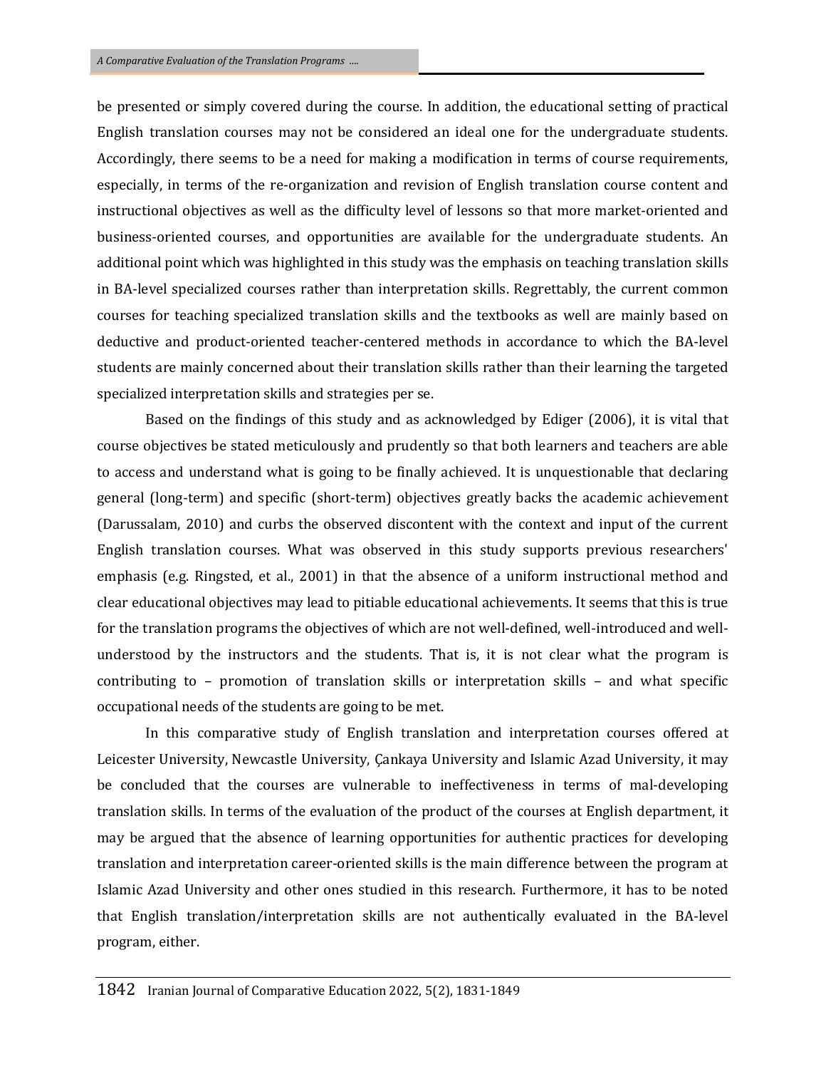be presented or simply covered during the course. In addition, the educational setting of practical English translation courses may not be considered an ideal one for the undergraduate students. Accordingly, there seems to be a need for making a modification in terms of course requirements, especially, in terms of the re-organization and revision of English translation course content and instructional objectives as well as the difficulty level of lessons so that more market-oriented and business-oriented courses, and opportunities are available for the undergraduate students. An additional point which was highlighted in this study was the emphasis on teaching translation skills in BA-level specialized courses rather than interpretation skills. Regrettably, the current common courses for teaching specialized translation skills and the textbooks as well are mainly based on deductive and product-oriented teacher-centered methods in accordance to which the BA-level students are mainly concerned about their translation skills rather than their learning the targeted specialized interpretation skills and strategies per se.

Based on the findings of this study and as acknowledged by Ediger (2006), it is vital that course objectives be stated meticulously and prudently so that both learners and teachers are able to access and understand what is going to be finally achieved. It is unquestionable that declaring general (long-term) and specific (short-term) objectives greatly backs the academic achievement (Darussalam, 2010) and curbs the observed discontent with the context and input of the current English translation courses. What was observed in this study supports previous researchers' emphasis (e.g. Ringsted, et al., 2001) in that the absence of a uniform instructional method and clear educational objectives may lead to pitiable educational achievements. It seems that this is true for the translation programs the objectives of which are not well-defined, well-introduced and well-understood by the instructors and the students. That is, it is not clear what the program is contributing to – promotion of translation skills or interpretation skills – and what specific occupational needs of the students are going to be met.

In this comparative study of English translation and interpretation courses offered at Leicester University, Newcastle University, Çankaya University and Islamic Azad University, it may be concluded that the courses are vulnerable to ineffectiveness in terms of mal-developing translation skills. In terms of the evaluation of the product of the courses at English department, it may be argued that the absence of learning opportunities for authentic practices for developing translation and interpretation career-oriented skills is the main difference between the program at Islamic Azad University and other ones studied in this research. Furthermore, it has to be noted that English translation/interpretation skills are not authentically evaluated in the BA-level program, either.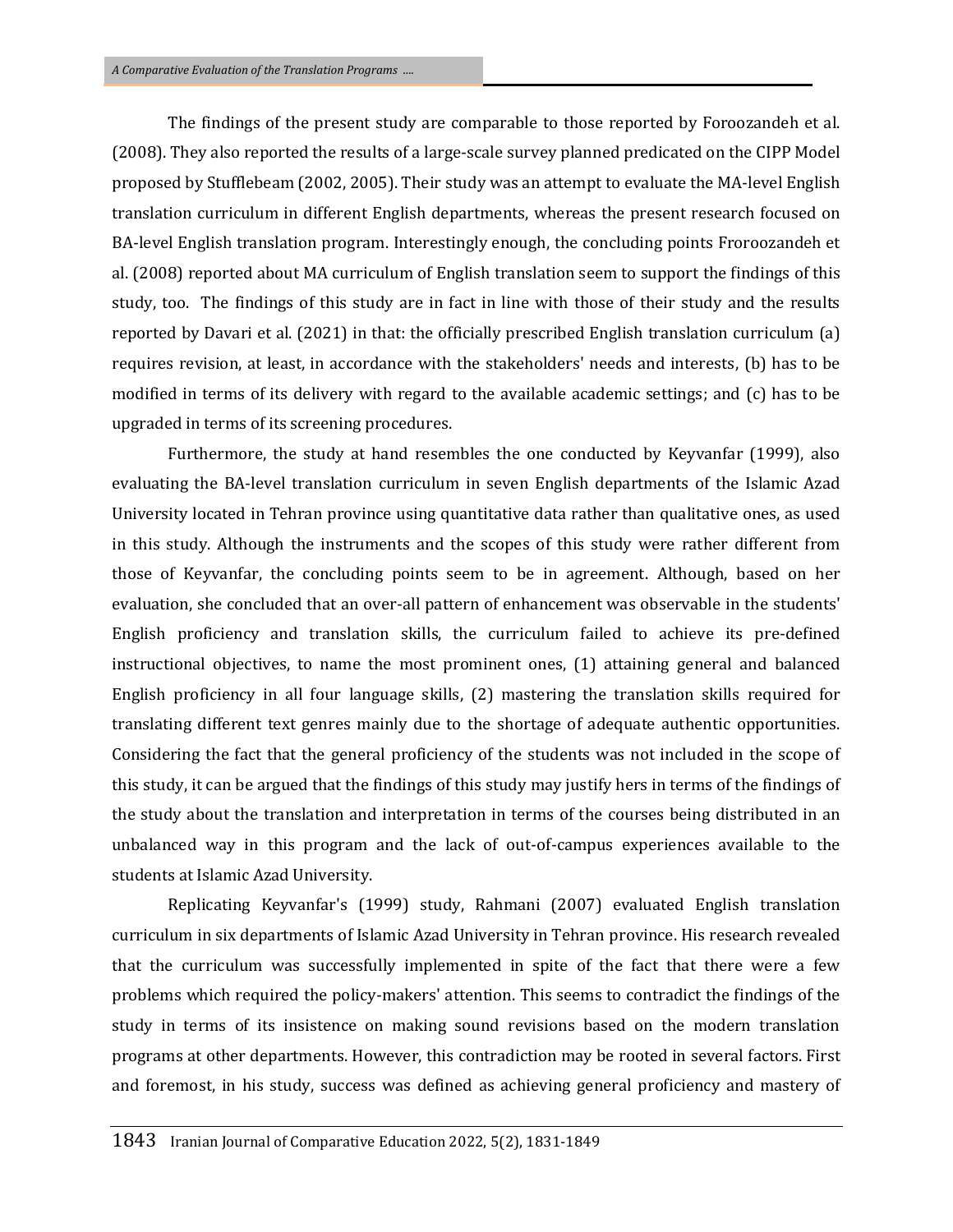The findings of the present study are comparable to those reported by Foroozandeh et al. (2008). They also reported the results of a large-scale survey planned predicated on the CIPP Model proposed by Stufflebeam (2002, 2005). Their study was an attempt to evaluate the MA-level English translation curriculum in different English departments, whereas the present research focused on BA-level English translation program. Interestingly enough, the concluding points Froroozandeh et al. (2008) reported about MA curriculum of English translation seem to support the findings of this study, too. The findings of this study are in fact in line with those of their study and the results reported by Davari et al. (2021) in that: the officially prescribed English translation curriculum (a) requires revision, at least, in accordance with the stakeholders' needs and interests, (b) has to be modified in terms of its delivery with regard to the available academic settings; and (c) has to be upgraded in terms of its screening procedures.

Furthermore, the study at hand resembles the one conducted by Keyvanfar (1999), also evaluating the BA-level translation curriculum in seven English departments of the Islamic Azad University located in Tehran province using quantitative data rather than qualitative ones, as used in this study. Although the instruments and the scopes of this study were rather different from those of Keyvanfar, the concluding points seem to be in agreement. Although, based on her evaluation, she concluded that an over-all pattern of enhancement was observable in the students' English proficiency and translation skills, the curriculum failed to achieve its pre-defined instructional objectives, to name the most prominent ones, (1) attaining general and balanced English proficiency in all four language skills, (2) mastering the translation skills required for translating different text genres mainly due to the shortage of adequate authentic opportunities. Considering the fact that the general proficiency of the students was not included in the scope of this study, it can be argued that the findings of this study may justify hers in terms of the findings of the study about the translation and interpretation in terms of the courses being distributed in an unbalanced way in this program and the lack of out-of-campus experiences available to the students at Islamic Azad University.

Replicating Keyvanfar's (1999) study, Rahmani (2007) evaluated English translation curriculum in six departments of Islamic Azad University in Tehran province. His research revealed that the curriculum was successfully implemented in spite of the fact that there were a few problems which required the policy-makers' attention. This seems to contradict the findings of the study in terms of its insistence on making sound revisions based on the modern translation programs at other departments. However, this contradiction may be rooted in several factors. First and foremost, in his study, success was defined as achieving general proficiency and mastery of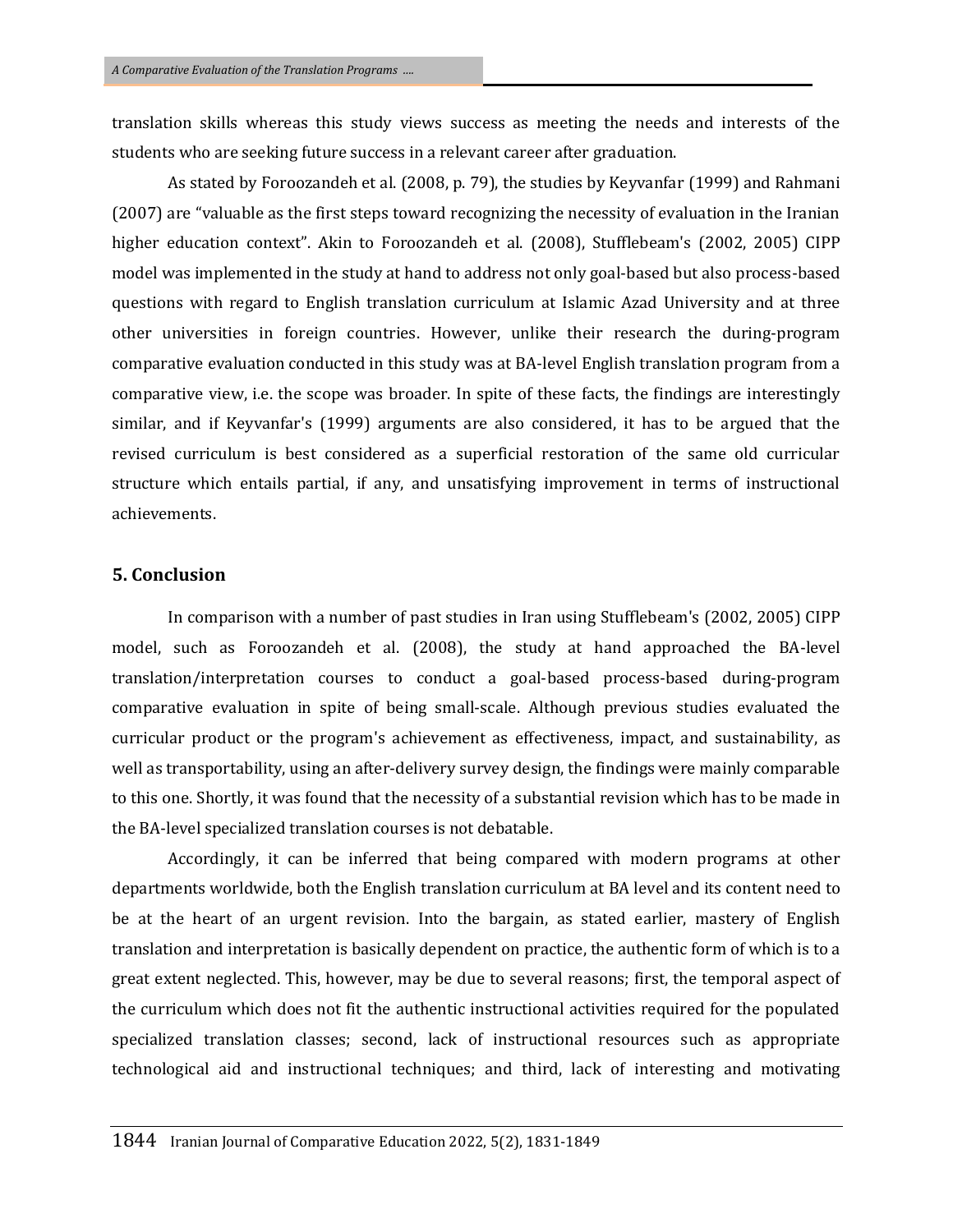translation skills whereas this study views success as meeting the needs and interests of the students who are seeking future success in a relevant career after graduation.

As stated by Foroozandeh et al. (2008, p. 79), the studies by Keyvanfar (1999) and Rahmani (2007) are "valuable as the first steps toward recognizing the necessity of evaluation in the Iranian higher education context". Akin to Foroozandeh et al. (2008), Stufflebeam's (2002, 2005) CIPP model was implemented in the study at hand to address not only goal-based but also process-based questions with regard to English translation curriculum at Islamic Azad University and at three other universities in foreign countries. However, unlike their research the during-program comparative evaluation conducted in this study was at BA-level English translation program from a comparative view, i.e. the scope was broader. In spite of these facts, the findings are interestingly similar, and if Keyvanfar's (1999) arguments are also considered, it has to be argued that the revised curriculum is best considered as a superficial restoration of the same old curricular structure which entails partial, if any, and unsatisfying improvement in terms of instructional achievements.

## 5. Conclusion

In comparison with a number of past studies in Iran using Stufflebeam's (2002, 2005) CIPP model, such as Foroozandeh et al. (2008), the study at hand approached the BA-level translation/interpretation courses to conduct a goal-based process-based during-program comparative evaluation in spite of being small-scale. Although previous studies evaluated the curricular product or the program's achievement as effectiveness, impact, and sustainability, as well as transportability, using an after-delivery survey design, the findings were mainly comparable to this one. Shortly, it was found that the necessity of a substantial revision which has to be made in the BA-level specialized translation courses is not debatable.

Accordingly, it can be inferred that being compared with modern programs at other departments worldwide, both the English translation curriculum at BA level and its content need to be at the heart of an urgent revision. Into the bargain, as stated earlier, mastery of English translation and interpretation is basically dependent on practice, the authentic form of which is to a great extent neglected. This, however, may be due to several reasons; first, the temporal aspect of the curriculum which does not fit the authentic instructional activities required for the populated specialized translation classes; second, lack of instructional resources such as appropriate technological aid and instructional techniques; and third, lack of interesting and motivating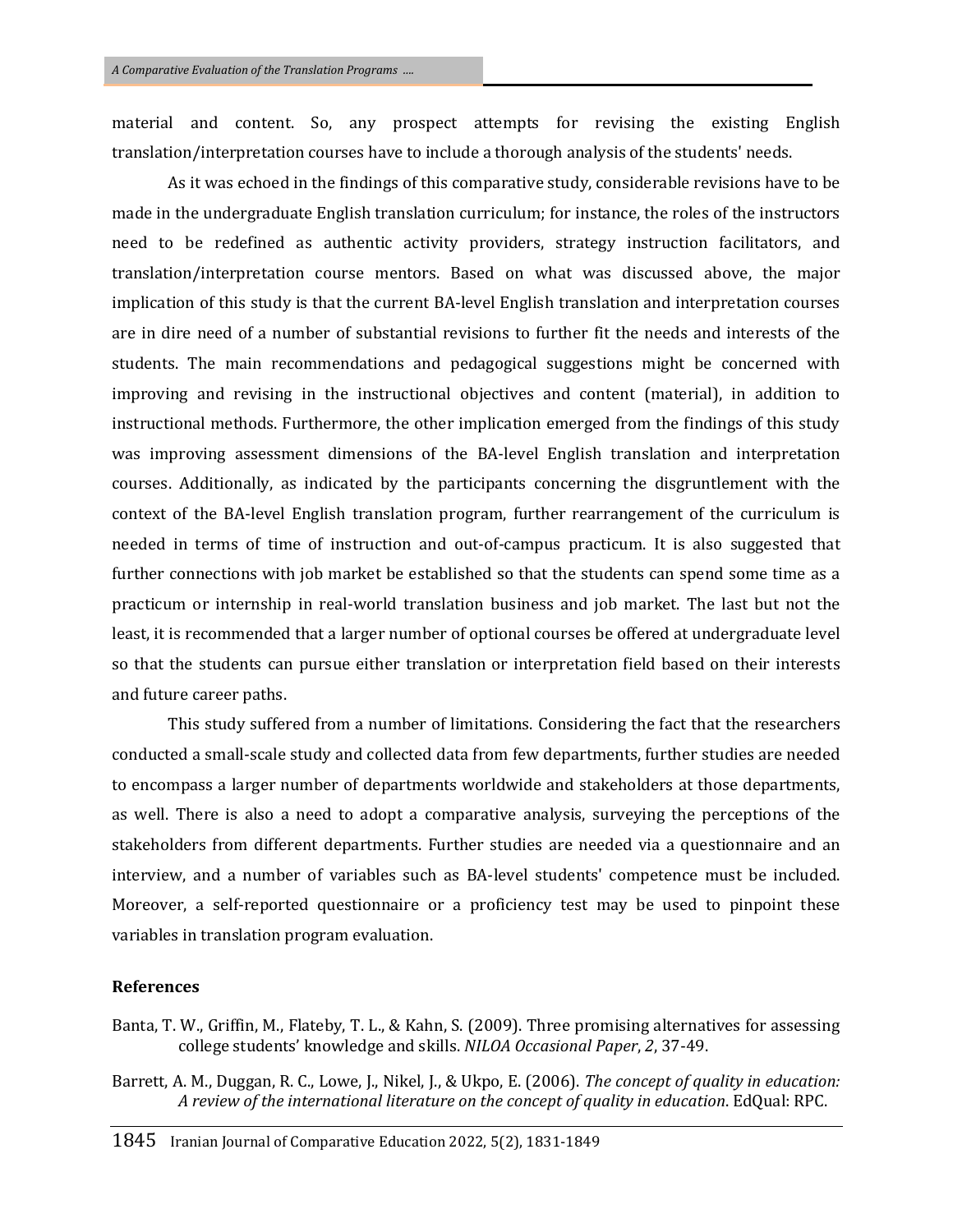material and content. So, any prospect attempts for revising the existing English translation/interpretation courses have to include a thorough analysis of the students' needs.

As it was echoed in the findings of this comparative study, considerable revisions have to be made in the undergraduate English translation curriculum; for instance, the roles of the instructors need to be redefined as authentic activity providers, strategy instruction facilitators, and translation/interpretation course mentors. Based on what was discussed above, the major implication of this study is that the current BA-level English translation and interpretation courses are in dire need of a number of substantial revisions to further fit the needs and interests of the students. The main recommendations and pedagogical suggestions might be concerned with improving and revising in the instructional objectives and content (material), in addition to instructional methods. Furthermore, the other implication emerged from the findings of this study was improving assessment dimensions of the BA-level English translation and interpretation courses. Additionally, as indicated by the participants concerning the disgruntlement with the context of the BA-level English translation program, further rearrangement of the curriculum is needed in terms of time of instruction and out-of-campus practicum. It is also suggested that further connections with job market be established so that the students can spend some time as a practicum or internship in real-world translation business and job market. The last but not the least, it is recommended that a larger number of optional courses be offered at undergraduate level so that the students can pursue either translation or interpretation field based on their interests and future career paths.

This study suffered from a number of limitations. Considering the fact that the researchers conducted a small-scale study and collected data from few departments, further studies are needed to encompass a larger number of departments worldwide and stakeholders at those departments, as well. There is also a need to adopt a comparative analysis, surveying the perceptions of the stakeholders from different departments. Further studies are needed via a questionnaire and an interview, and a number of variables such as BA-level students' competence must be included. Moreover, a self-reported questionnaire or a proficiency test may be used to pinpoint these variables in translation program evaluation.

## References

Banta, T. W., Griffin, M., Flateby, T. L., & Kahn, S. (2009). Three promising alternatives for assessing college students' knowledge and skills. *NILOA Occasional Paper*, *2*, 37-49.

Barrett, A. M., Duggan, R. C., Lowe, J., Nikel, J., & Ukpo, E. (2006). *The concept of quality in education: A review of the international literature on the concept of quality in education*. EdQual: RPC.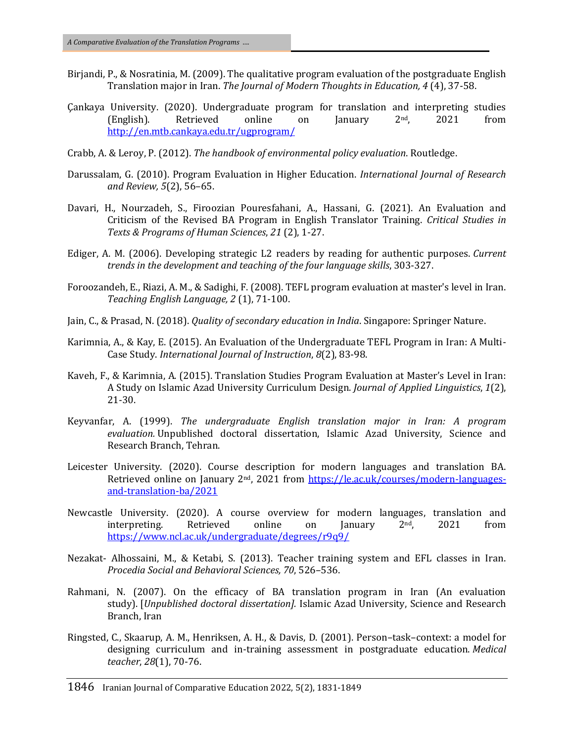Birjandi, P., & Nosratinia, M. (2009). The qualitative program evaluation of the postgraduate English Translation major in Iran. *The Journal of Modern Thoughts in Education, 4* (4), 37-58.

Çankaya University. (2020). Undergraduate program for translation and interpreting studies (English). Retrieved online on January 2nd, 2021 from http://en.mtb.cankaya.edu.tr/ugprogram/

Crabb, A. & Leroy, P. (2012). *The handbook of environmental policy evaluation*. Routledge.

Darussalam, G. (2010). Program Evaluation in Higher Education. *International Journal of Research and Review, 5*(2), 56–65.

Davari, H., Nourzadeh, S., Firoozian Pouresfahani, A., Hassani, G. (2021). An Evaluation and Criticism of the Revised BA Program in English Translator Training. *Critical Studies in Texts & Programs of Human Sciences*, *21* (2), 1-27.

Ediger, A. M. (2006). Developing strategic L2 readers by reading for authentic purposes. *Current trends in the development and teaching of the four language skills*, 303-327.

Foroozandeh, E., Riazi, A. M., & Sadighi, F. (2008). TEFL program evaluation at master's level in Iran. *Teaching English Language, 2* (1), 71-100.

Jain, C., & Prasad, N. (2018). *Quality of secondary education in India*. Singapore: Springer Nature.

Karimnia, A., & Kay, E. (2015). An Evaluation of the Undergraduate TEFL Program in Iran: A Multi-Case Study. *International Journal of Instruction*, *8*(2), 83-98.

Kaveh, F., & Karimnia, A. (2015). Translation Studies Program Evaluation at Master's Level in Iran: A Study on Islamic Azad University Curriculum Design. *Journal of Applied Linguistics*, *1*(2), 21-30.

Keyvanfar, A. (1999). *The undergraduate English translation major in Iran: A program evaluation.* Unpublished doctoral dissertation, Islamic Azad University, Science and Research Branch, Tehran.

Leicester University. (2020). Course description for modern languages and translation BA. Retrieved online on January 2nd, 2021 from https://le.ac.uk/courses/modern-languages-and-translation-ba/2021

Newcastle University. (2020). A course overview for modern languages, translation and interpreting. Retrieved online on January 2nd, 2021 from https://www.ncl.ac.uk/undergraduate/degrees/r9q9/

Nezakat- Alhossaini, M., & Ketabi, S. (2013). Teacher training system and EFL classes in Iran. *Procedia Social and Behavioral Sciences, 70*, 526–536.

Rahmani, N. (2007). On the efficacy of BA translation program in Iran (An evaluation study). [*Unpublished doctoral dissertation].* Islamic Azad University, Science and Research Branch, Iran

Ringsted, C., Skaarup, A. M., Henriksen, A. H., & Davis, D. (2001). Person–task–context: a model for designing curriculum and in-training assessment in postgraduate education. *Medical teacher*, *28*(1), 70-76.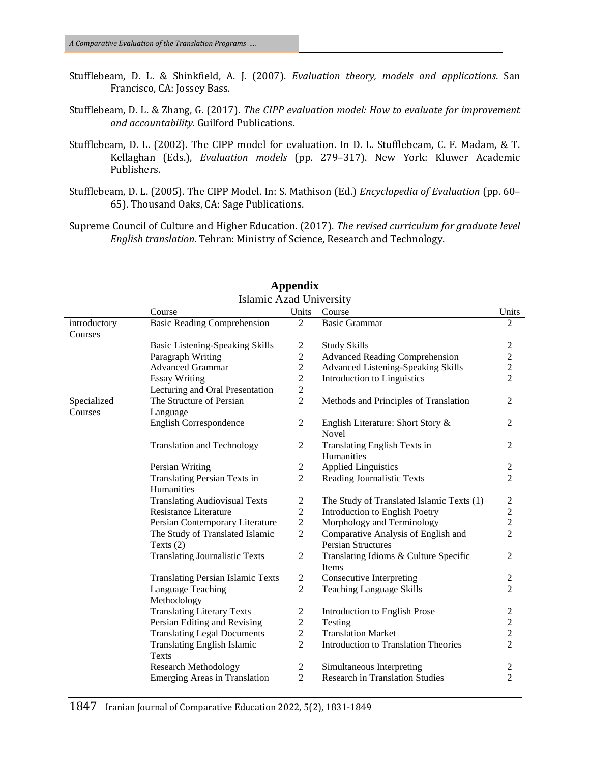Stufflebeam, D. L. & Shinkfield, A. J. (2007). *Evaluation theory, models and applications*. San Francisco, CA: Jossey Bass.

Stufflebeam, D. L. & Zhang, G. (2017). *The CIPP evaluation model: How to evaluate for improvement and accountability.* Guilford Publications.

Stufflebeam, D. L. (2002). The CIPP model for evaluation. In D. L. Stufflebeam, C. F. Madam, & T. Kellaghan (Eds.), *Evaluation models* (pp. 279–317). New York: Kluwer Academic Publishers.

Stufflebeam, D. L. (2005). The CIPP Model. In: S. Mathison (Ed.) *Encyclopedia of Evaluation* (pp. 60–65). Thousand Oaks, CA: Sage Publications.

Supreme Council of Culture and Higher Education. (2017). *The revised curriculum for graduate level English translation.* Tehran: Ministry of Science, Research and Technology.

## Appendix

Islamic Azad University

| | Course | Units | Course | Units |
|---|---|---|---|---|
| introductory Courses | Basic Reading Comprehension | 2 | Basic Grammar | 2 |
| | Basic Listening-Speaking Skills | 2 | Study Skills | 2 |
| | Paragraph Writing | 2 | Advanced Reading Comprehension | 2 |
| | Advanced Grammar | 2 | Advanced Listening-Speaking Skills | 2 |
| | Essay Writing | 2 | Introduction to Linguistics | 2 |
| | Lecturing and Oral Presentation | 2 | | |
| Specialized Courses | The Structure of Persian Language | 2 | Methods and Principles of Translation | 2 |
| | English Correspondence | 2 | English Literature: Short Story & Novel | 2 |
| | Translation and Technology | 2 | Translating English Texts in Humanities | 2 |
| | Persian Writing | 2 | Applied Linguistics | 2 |
| | Translating Persian Texts in Humanities | 2 | Reading Journalistic Texts | 2 |
| | Translating Audiovisual Texts | 2 | The Study of Translated Islamic Texts (1) | 2 |
| | Resistance Literature | 2 | Introduction to English Poetry | 2 |
| | Persian Contemporary Literature | 2 | Morphology and Terminology | 2 |
| | The Study of Translated Islamic Texts (2) | 2 | Comparative Analysis of English and Persian Structures | 2 |
| | Translating Journalistic Texts | 2 | Translating Idioms & Culture Specific Items | 2 |
| | Translating Persian Islamic Texts | 2 | Consecutive Interpreting | 2 |
| | Language Teaching Methodology | 2 | Teaching Language Skills | 2 |
| | Translating Literary Texts | 2 | Introduction to English Prose | 2 |
| | Persian Editing and Revising | 2 | Testing | 2 |
| | Translating Legal Documents | 2 | Translation Market | 2 |
| | Translating English Islamic Texts | 2 | Introduction to Translation Theories | 2 |
| | Research Methodology | 2 | Simultaneous Interpreting | 2 |
| | Emerging Areas in Translation | 2 | Research in Translation Studies | 2 |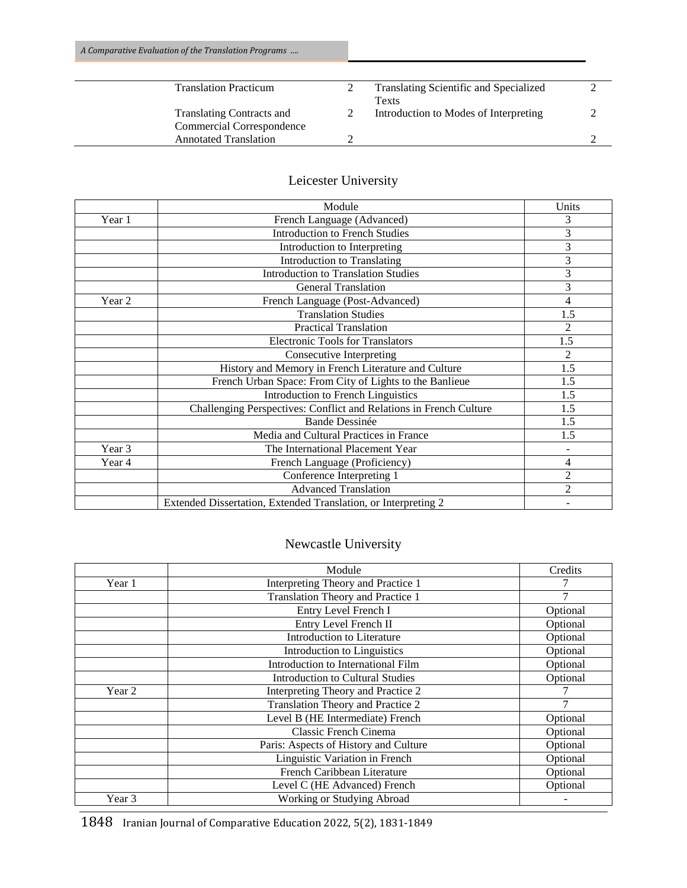| | | | | |
|---|---|---|---|---|
| | Translation Practicum | 2 | Translating Scientific and Specialized Texts | 2 |
| | Translating Contracts and Commercial Correspondence | 2 | Introduction to Modes of Interpreting | 2 |
| | Annotated Translation | 2 | | 2 |

## Leicester University

| | Module | Units |
|---|---|---|
| Year 1 | French Language (Advanced) | 3 |
| | Introduction to French Studies | 3 |
| | Introduction to Interpreting | 3 |
| | Introduction to Translating | 3 |
| | Introduction to Translation Studies | 3 |
| | General Translation | 3 |
| Year 2 | French Language (Post-Advanced) | 4 |
| | Translation Studies | 1.5 |
| | Practical Translation | 2 |
| | Electronic Tools for Translators | 1.5 |
| | Consecutive Interpreting | 2 |
| | History and Memory in French Literature and Culture | 1.5 |
| | French Urban Space: From City of Lights to the Banlieue | 1.5 |
| | Introduction to French Linguistics | 1.5 |
| | Challenging Perspectives: Conflict and Relations in French Culture | 1.5 |
| | Bande Dessinée | 1.5 |
| | Media and Cultural Practices in France | 1.5 |
| Year 3 | The International Placement Year | - |
| Year 4 | French Language (Proficiency) | 4 |
| | Conference Interpreting 1 | 2 |
| | Advanced Translation | 2 |
| | Extended Dissertation, Extended Translation, or Interpreting 2 | - |

## Newcastle University

| | Module | Credits |
|---|---|---|
| Year 1 | Interpreting Theory and Practice 1 | 7 |
| | Translation Theory and Practice 1 | 7 |
| | Entry Level French I | Optional |
| | Entry Level French II | Optional |
| | Introduction to Literature | Optional |
| | Introduction to Linguistics | Optional |
| | Introduction to International Film | Optional |
| | Introduction to Cultural Studies | Optional |
| Year 2 | Interpreting Theory and Practice 2 | 7 |
| | Translation Theory and Practice 2 | 7 |
| | Level B (HE Intermediate) French | Optional |
| | Classic French Cinema | Optional |
| | Paris: Aspects of History and Culture | Optional |
| | Linguistic Variation in French | Optional |
| | French Caribbean Literature | Optional |
| | Level C (HE Advanced) French | Optional |
| Year 3 | Working or Studying Abroad | - |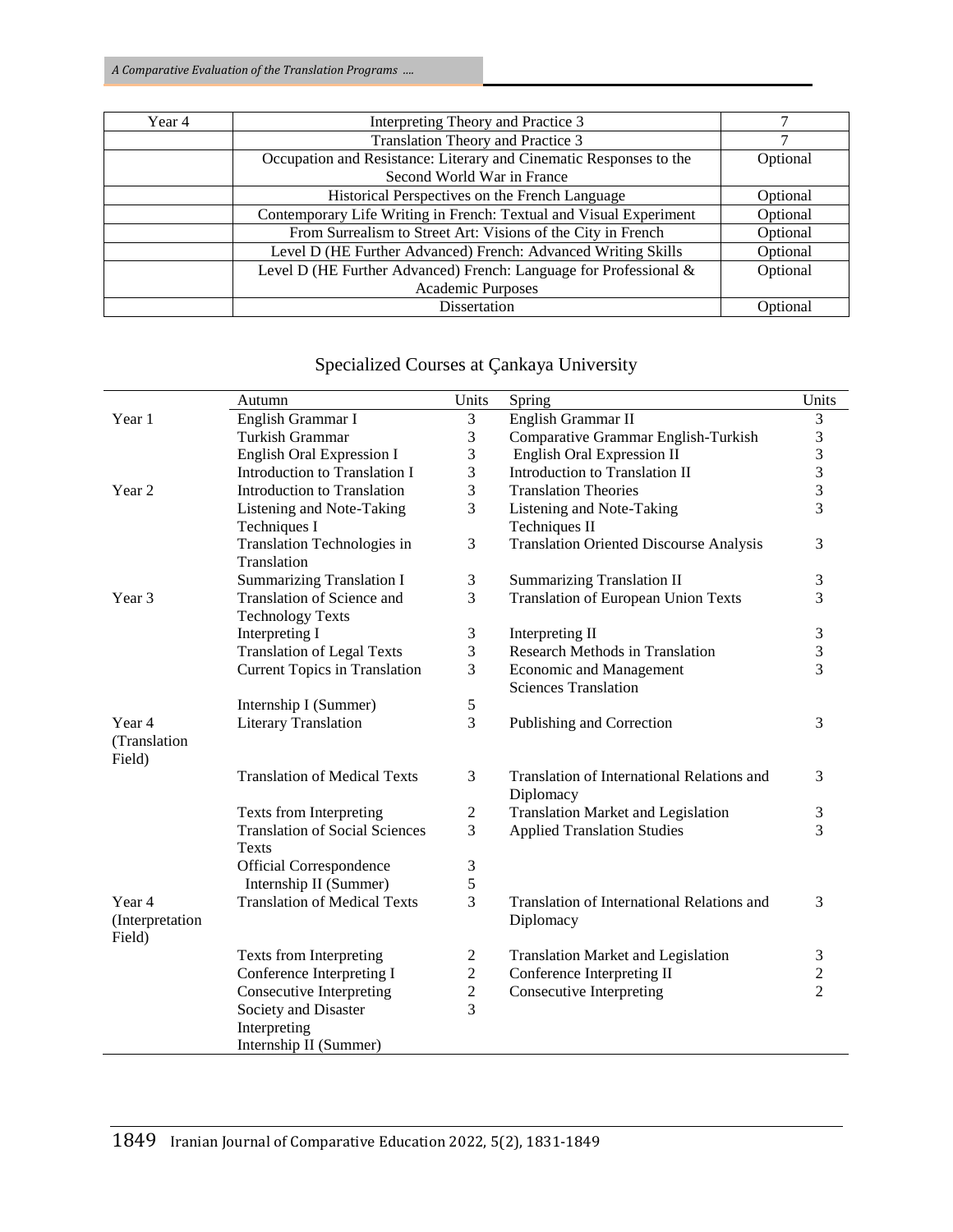| | | |
|---|---|---|
| Year 4 | Interpreting Theory and Practice 3 | 7 |
| | Translation Theory and Practice 3 | 7 |
| | Occupation and Resistance: Literary and Cinematic Responses to the Second World War in France | Optional |
| | Historical Perspectives on the French Language | Optional |
| | Contemporary Life Writing in French: Textual and Visual Experiment | Optional |
| | From Surrealism to Street Art: Visions of the City in French | Optional |
| | Level D (HE Further Advanced) French: Advanced Writing Skills | Optional |
| | Level D (HE Further Advanced) French: Language for Professional & Academic Purposes | Optional |
| | Dissertation | Optional |

## Specialized Courses at Çankaya University

| | Autumn | Units | Spring | Units |
|---|---|---|---|---|
| Year 1 | English Grammar I | 3 | English Grammar II | 3 |
| | Turkish Grammar | 3 | Comparative Grammar English-Turkish | 3 |
| | English Oral Expression I | 3 | English Oral Expression II | 3 |
| | Introduction to Translation I | 3 | Introduction to Translation II | 3 |
| Year 2 | Introduction to Translation | 3 | Translation Theories | 3 |
| | Listening and Note-Taking Techniques I | 3 | Listening and Note-Taking Techniques II | 3 |
| | Translation Technologies in Translation | 3 | Translation Oriented Discourse Analysis | 3 |
| | Summarizing Translation I | 3 | Summarizing Translation II | 3 |
| Year 3 | Translation of Science and Technology Texts | 3 | Translation of European Union Texts | 3 |
| | Interpreting I | 3 | Interpreting II | 3 |
| | Translation of Legal Texts | 3 | Research Methods in Translation | 3 |
| | Current Topics in Translation | 3 | Economic and Management Sciences Translation | 3 |
| | Internship I (Summer) | 5 | | |
| Year 4 (Translation Field) | Literary Translation | 3 | Publishing and Correction | 3 |
| | Translation of Medical Texts | 3 | Translation of International Relations and Diplomacy | 3 |
| | Texts from Interpreting | 2 | Translation Market and Legislation | 3 |
| | Translation of Social Sciences Texts | 3 | Applied Translation Studies | 3 |
| | Official Correspondence | 3 | | |
| | Internship II (Summer) | 5 | | |
| Year 4 (Interpretation Field) | Translation of Medical Texts | 3 | Translation of International Relations and Diplomacy | 3 |
| | Texts from Interpreting | 2 | Translation Market and Legislation | 3 |
| | Conference Interpreting I | 2 | Conference Interpreting II | 2 |
| | Consecutive Interpreting | 2 | Consecutive Interpreting | 2 |
| | Society and Disaster Interpreting | 3 | | |
| | Internship II (Summer) | | | |